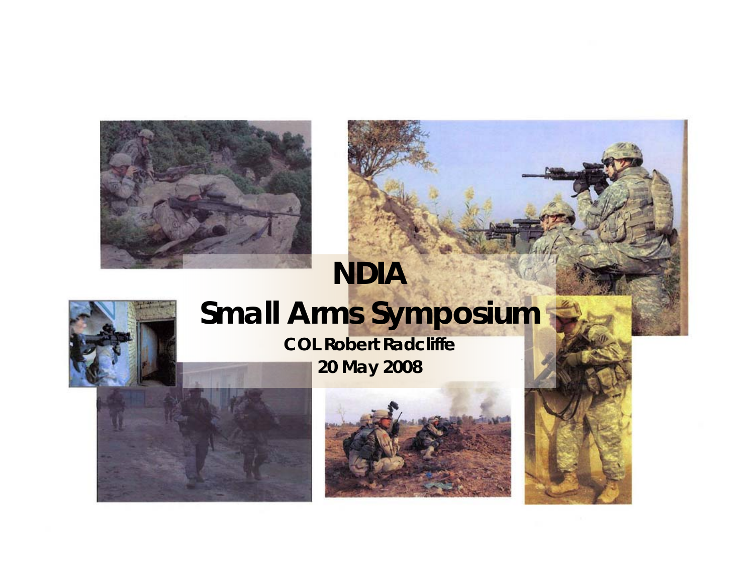# NDIA
# Small Arms Symposium

**COL Robert Radcliffe**

**20 May 2008**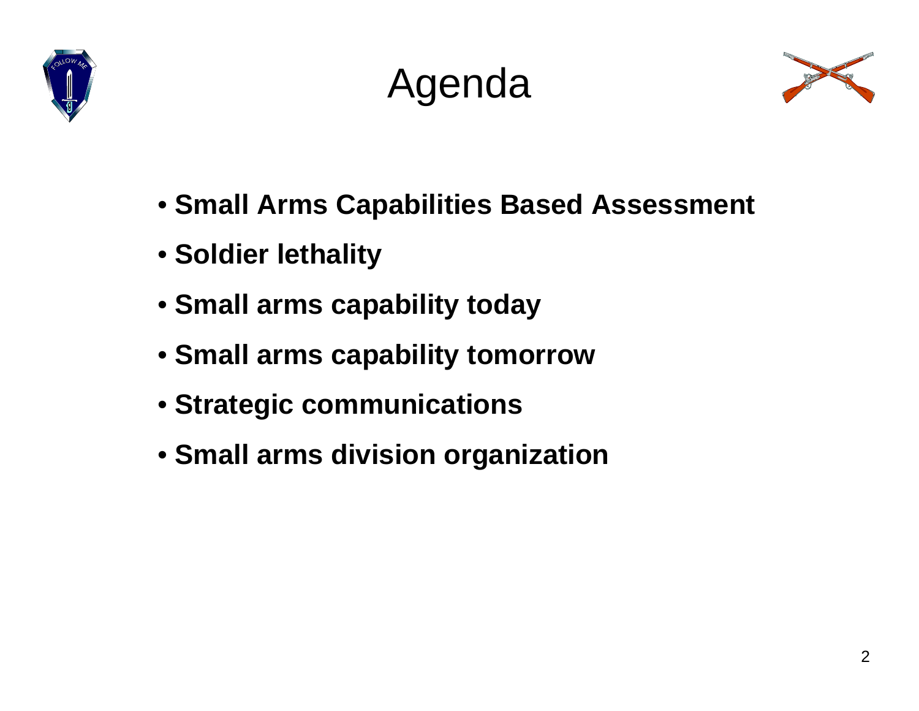# Agenda

- **Small Arms Capabilities Based Assessment**
- **Soldier lethality**
- **Small arms capability today**
- **Small arms capability tomorrow**
- **Strategic communications**
- **Small arms division organization**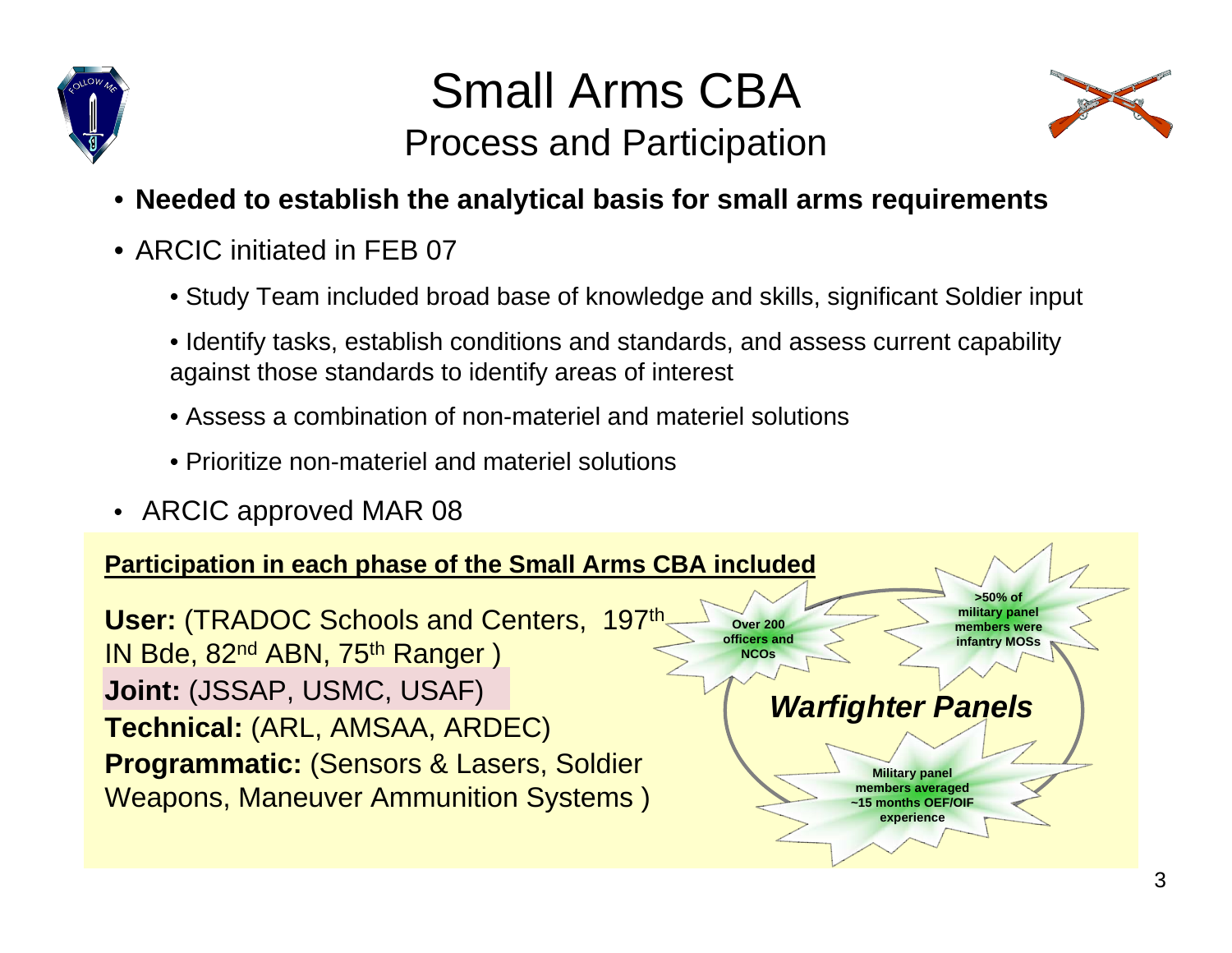# Small Arms CBA

## Process and Participation

- **Needed to establish the analytical basis for small arms requirements**
- ARCIC initiated in FEB 07
  - Study Team included broad base of knowledge and skills, significant Soldier input
  - Identify tasks, establish conditions and standards, and assess current capability against those standards to identify areas of interest
  - Assess a combination of non-materiel and materiel solutions
  - Prioritize non-materiel and materiel solutions
- ARCIC approved MAR 08

**Participation in each phase of the Small Arms CBA included**

**User:** (TRADOC Schools and Centers, 197th IN Bde, 82nd ABN, 75th Ranger )
**Joint:** (JSSAP, USMC, USAF)
**Technical:** (ARL, AMSAA, ARDEC)
**Programmatic:** (Sensors & Lasers, Soldier Weapons, Maneuver Ammunition Systems )

***Warfighter Panels***

- **Over 200 officers and NCOs**
- **>50% of military panel members were infantry MOSs**
- **Military panel members averaged ~15 months OEF/OIF experience**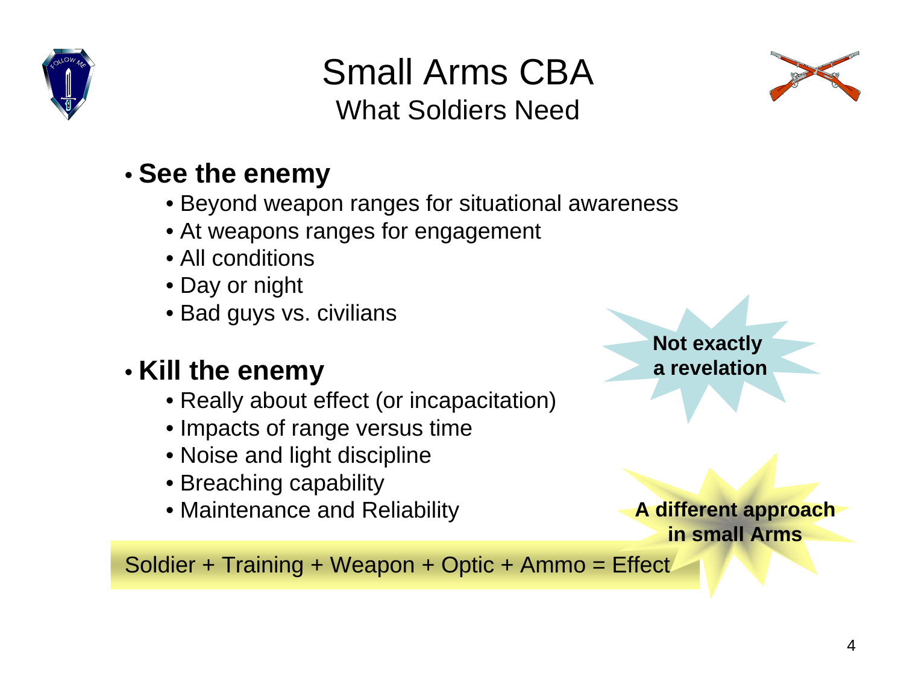# Small Arms CBA

## What Soldiers Need

- **See the enemy**
  - Beyond weapon ranges for situational awareness
  - At weapons ranges for engagement
  - All conditions
  - Day or night
  - Bad guys vs. civilians

- **Kill the enemy**
  - Really about effect (or incapacitation)
  - Impacts of range versus time
  - Noise and light discipline
  - Breaching capability
  - Maintenance and Reliability

**Not exactly a revelation**

**A different approach in small Arms**

Soldier + Training + Weapon + Optic + Ammo = Effect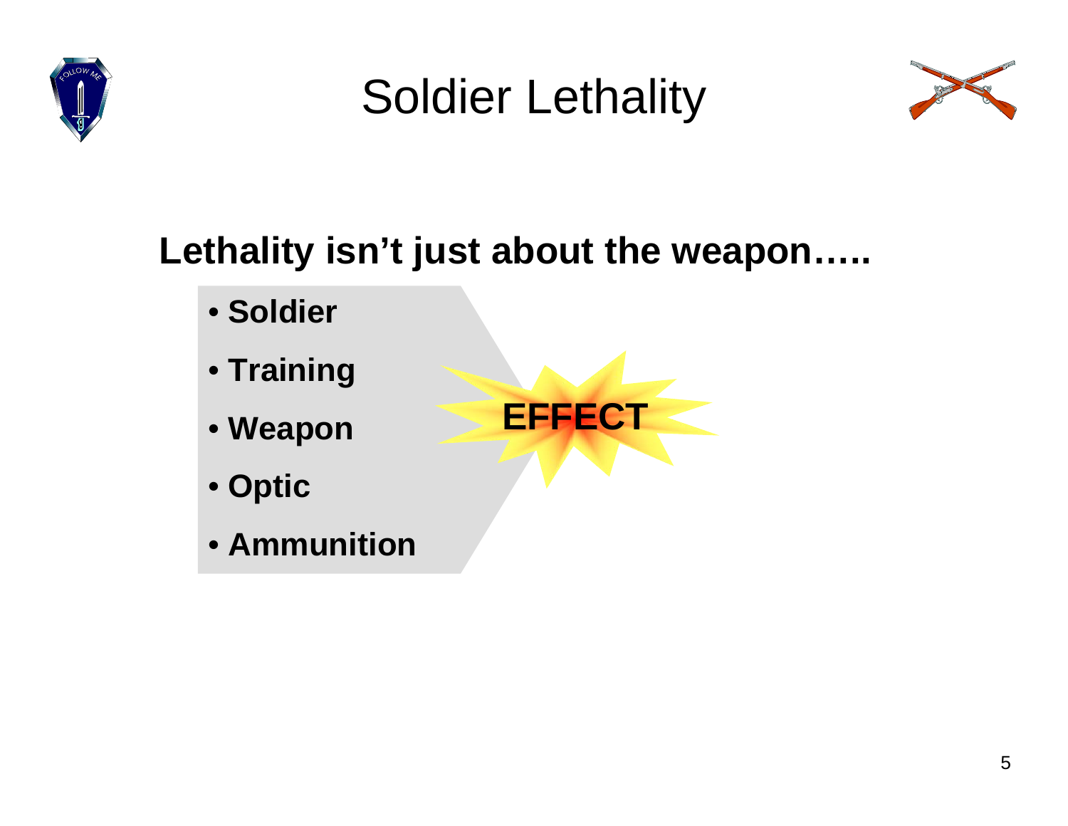# Soldier Lethality

**Lethality isn't just about the weapon…..**

- **Soldier**
- **Training**
- **Weapon**
- **Optic**
- **Ammunition**

**EFFECT**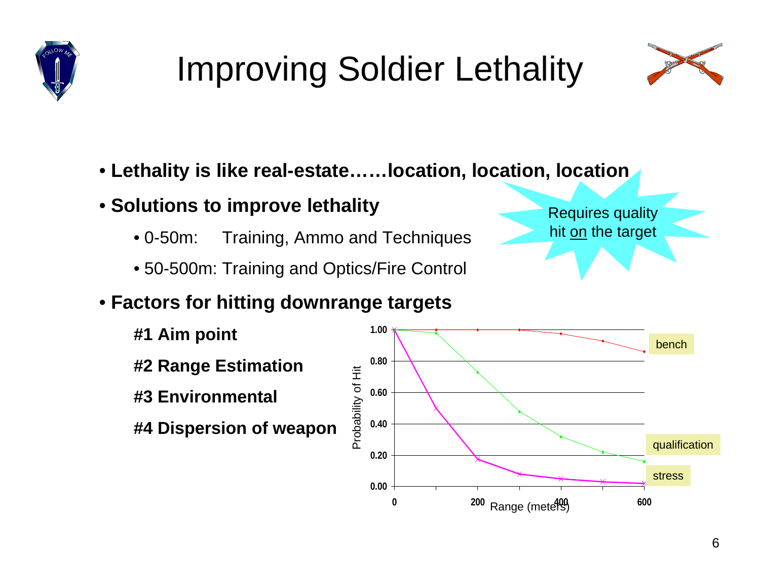# Improving Soldier Lethality

- **Lethality is like real-estate……location, location, location**
- **Solutions to improve lethality**
  - 0-50m: Training, Ammo and Techniques
  - 50-500m: Training and Optics/Fire Control
- **Factors for hitting downrange targets**
  - **#1 Aim point**
  - **#2 Range Estimation**
  - **#3 Environmental**
  - **#4 Dispersion of weapon**

Requires quality hit on the target

Probability of Hit

1.00
0.80
0.60
0.40
0.20
0.00

0 200 400 600

Range (meters)

bench

qualification

stress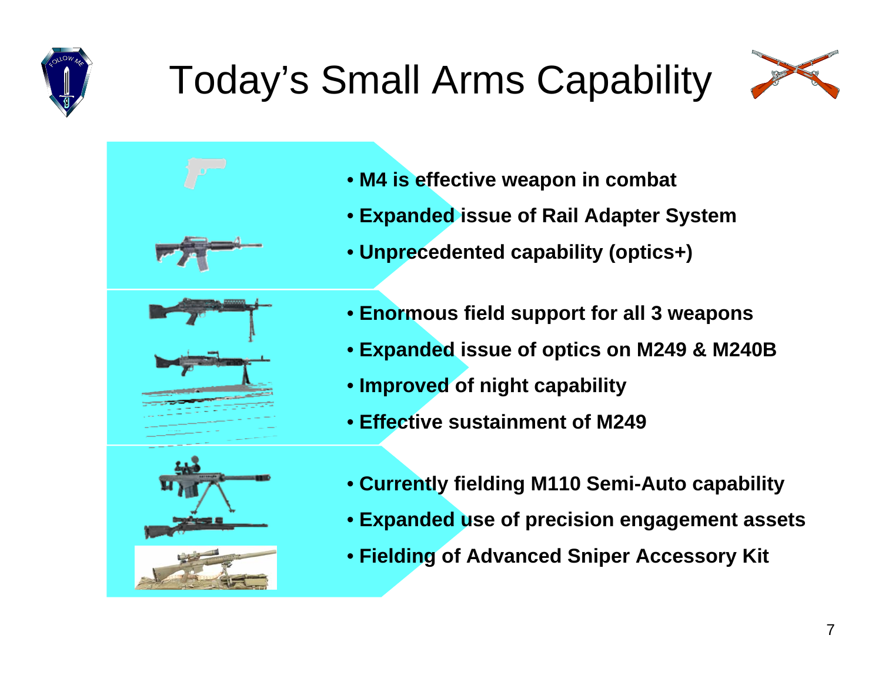# Today's Small Arms Capability

- M4 is effective weapon in combat
- Expanded issue of Rail Adapter System
- Unprecedented capability (optics+)

- Enormous field support for all 3 weapons
- Expanded issue of optics on M249 & M240B
- Improved of night capability
- Effective sustainment of M249

- Currently fielding M110 Semi-Auto capability
- Expanded use of precision engagement assets
- Fielding of Advanced Sniper Accessory Kit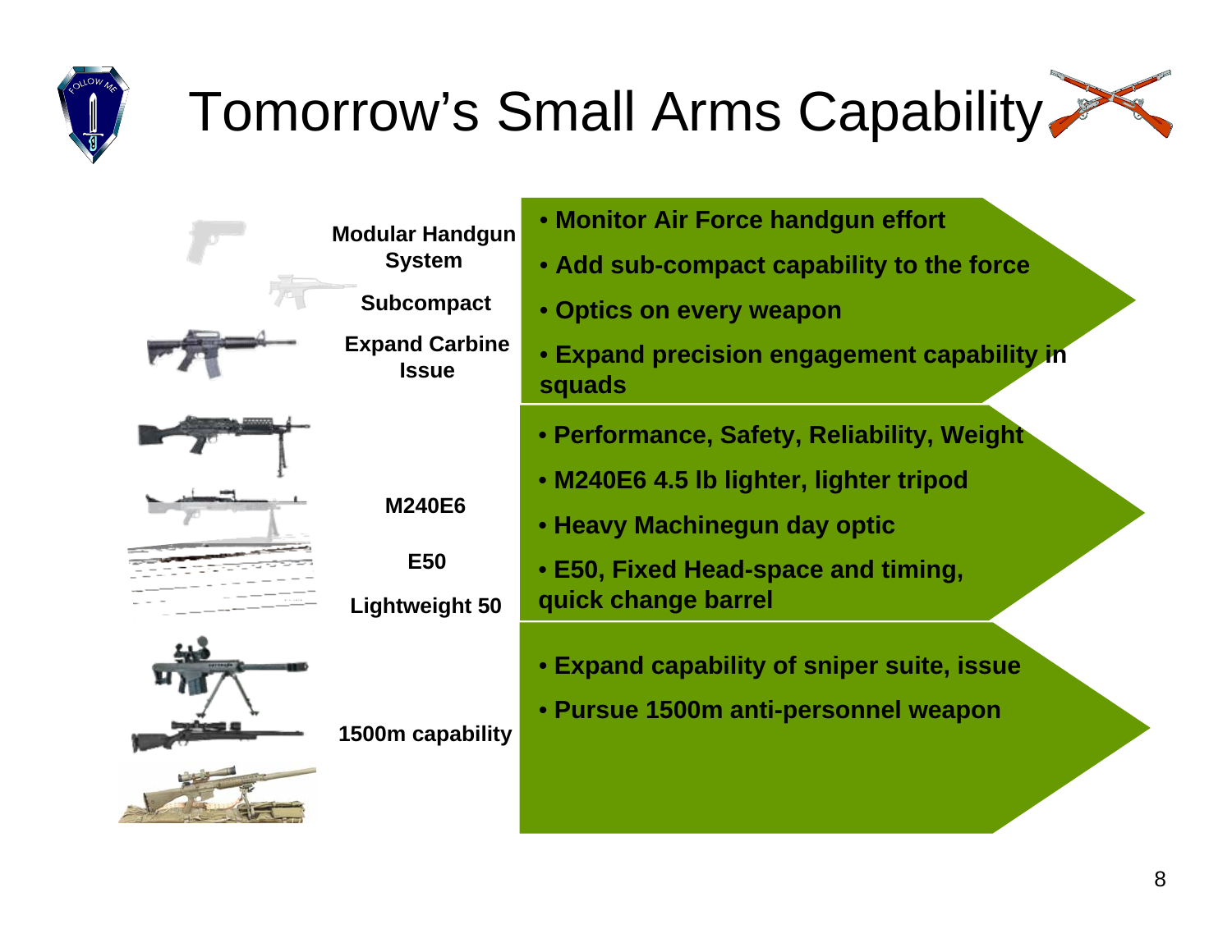# Tomorrow's Small Arms Capability

**Modular Handgun System**

**Subcompact**

**Expand Carbine Issue**

- **Monitor Air Force handgun effort**
- **Add sub-compact capability to the force**
- **Optics on every weapon**
- **Expand precision engagement capability in squads**

**M240E6**

**E50**

**Lightweight 50**

- **Performance, Safety, Reliability, Weight**
- **M240E6 4.5 lb lighter, lighter tripod**
- **Heavy Machinegun day optic**
- **E50, Fixed Head-space and timing, quick change barrel**

**1500m capability**

- **Expand capability of sniper suite, issue**
- **Pursue 1500m anti-personnel weapon**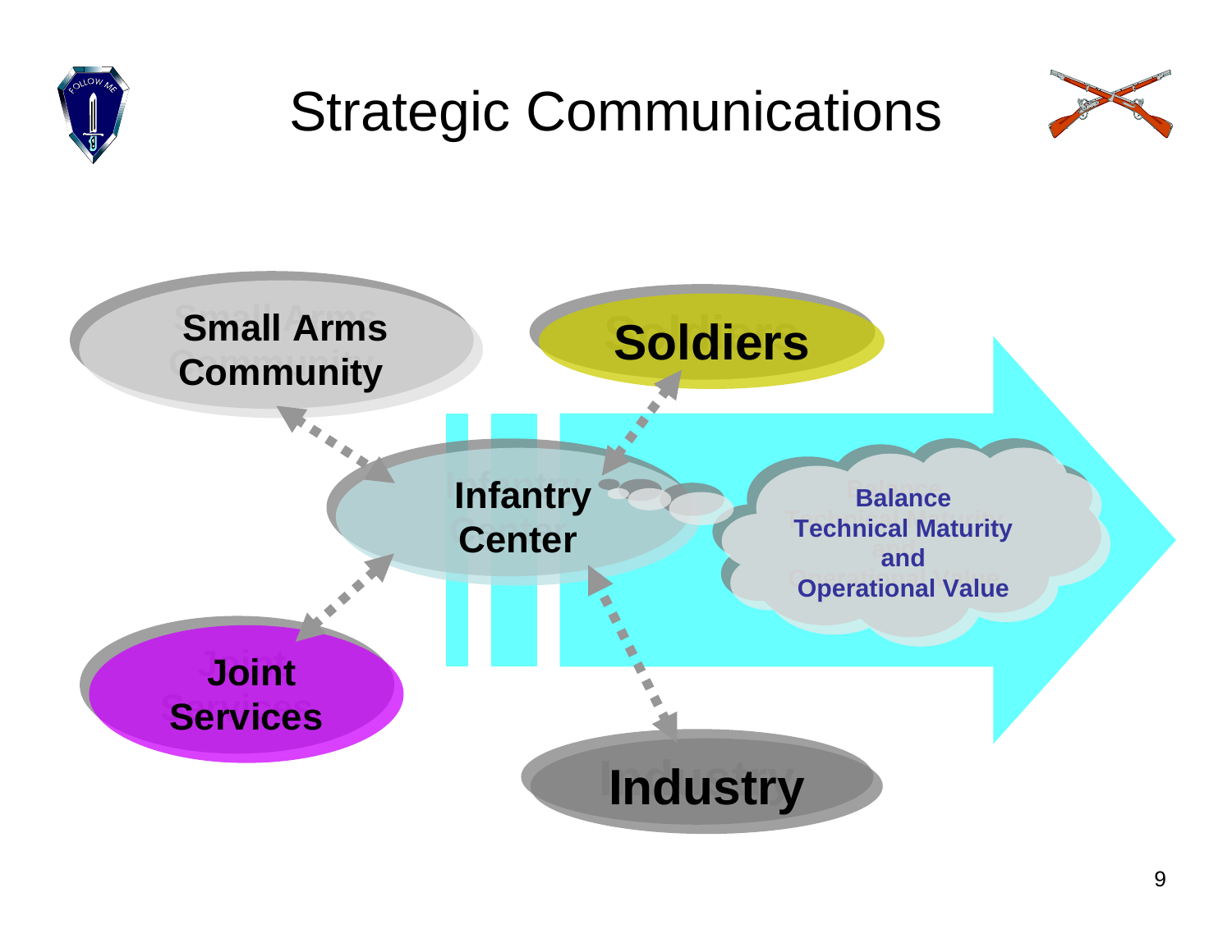# Strategic Communications

Small Arms Community

Soldiers

Infantry Center

Balance Technical Maturity and Operational Value

Joint Services

Industry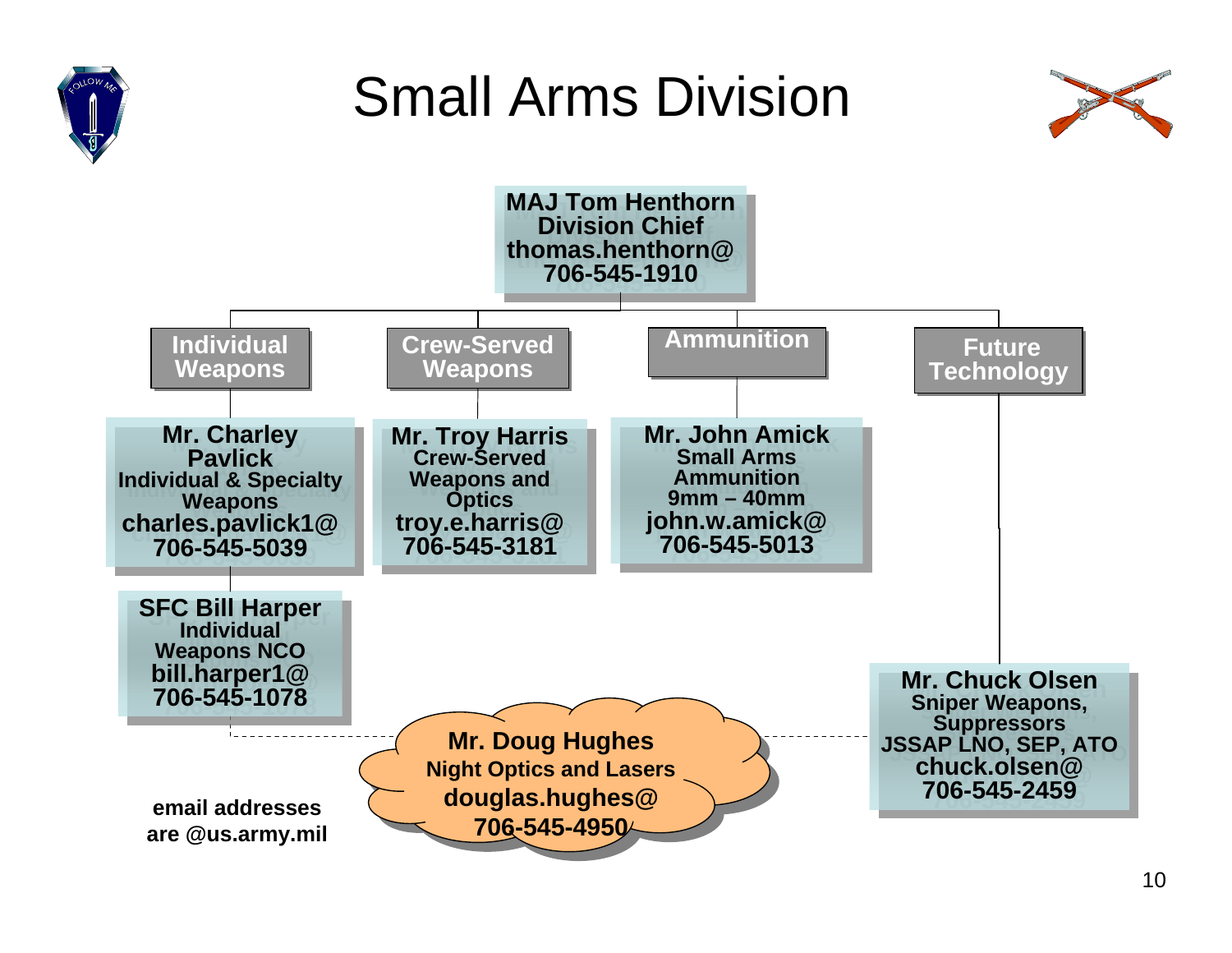# Small Arms Division

**MAJ Tom Henthorn**
Division Chief
thomas.henthorn@
706-545-1910

## Individual Weapons

**Mr. Charley Pavlick**
Individual & Specialty Weapons
charles.pavlick1@
706-545-5039

**SFC Bill Harper**
Individual Weapons NCO
bill.harper1@
706-545-1078

## Crew-Served Weapons

**Mr. Troy Harris**
Crew-Served Weapons and Optics
troy.e.harris@
706-545-3181

## Ammunition

**Mr. John Amick**
Small Arms Ammunition
9mm – 40mm
john.w.amick@
706-545-5013

## Future Technology

**Mr. Chuck Olsen**
Sniper Weapons, Suppressors
JSSAP LNO, SEP, ATO
chuck.olsen@
706-545-2459

**Mr. Doug Hughes**
Night Optics and Lasers
douglas.hughes@
706-545-4950

**email addresses are @us.army.mil**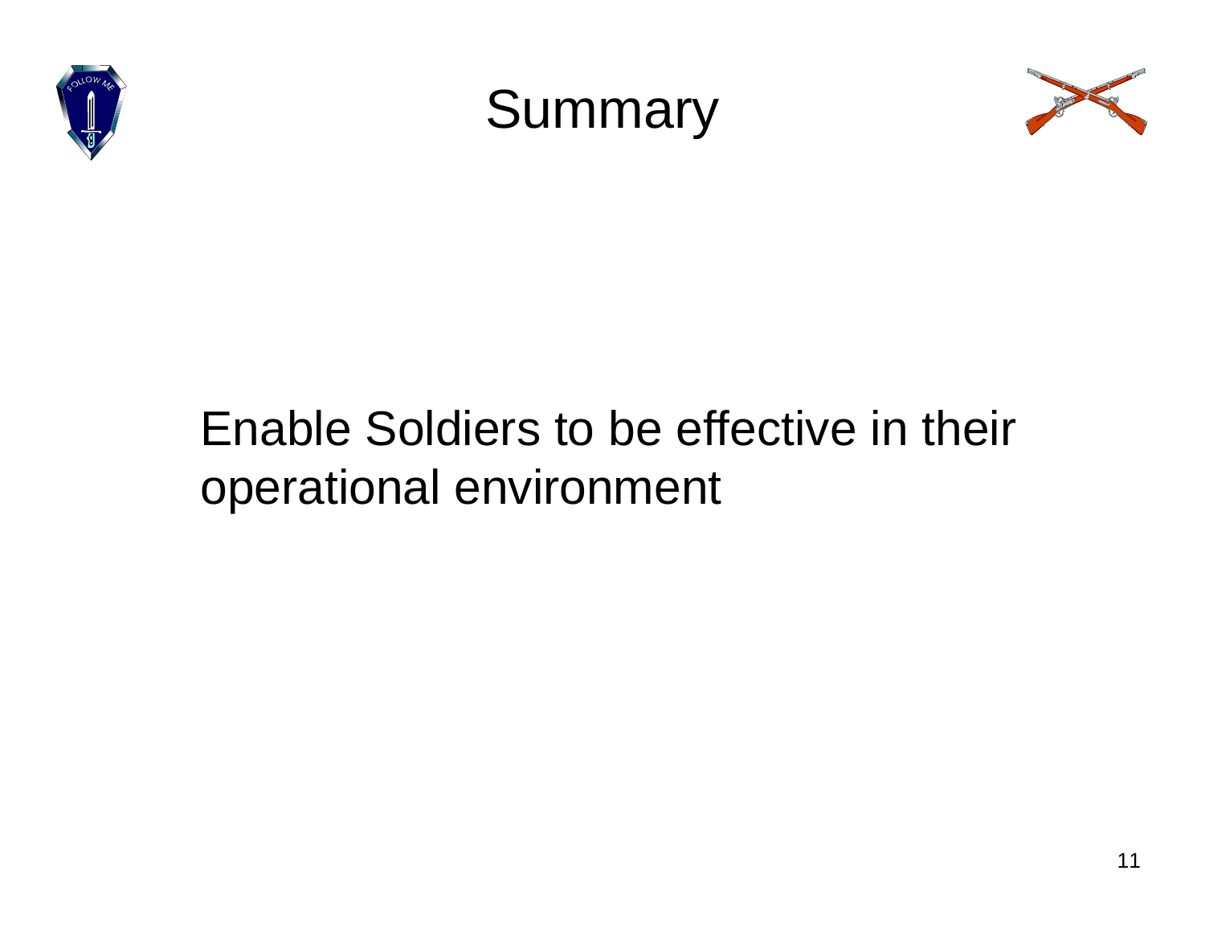# Summary

Enable Soldiers to be effective in their operational environment